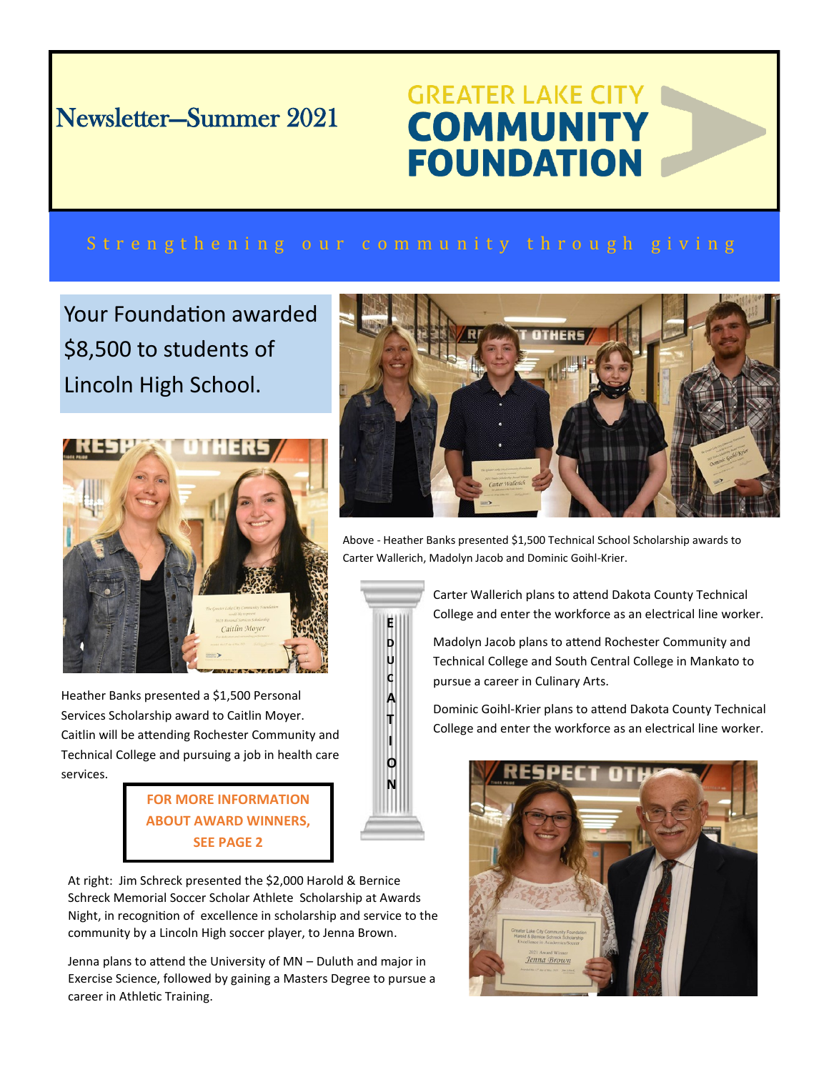Newsletter—Summer 2021

# GREATER LAKE CITY COMMUNITY FOUNDATION

Strengthening our community through giving

## Your Foundation awarded $8,500 to students of Lincoln High School.

Heather Banks presented a $1,500 Personal Services Scholarship award to Caitlin Moyer. Caitlin will be attending Rochester Community and Technical College and pursuing a job in health care services.

**FOR MORE INFORMATION ABOUT AWARD WINNERS, SEE PAGE 2**

Above - Heather Banks presented $1,500 Technical School Scholarship awards to Carter Wallerich, Madolyn Jacob and Dominic Goihl-Krier.

EDUCATION

Carter Wallerich plans to attend Dakota County Technical College and enter the workforce as an electrical line worker.

Madolyn Jacob plans to attend Rochester Community and Technical College and South Central College in Mankato to pursue a career in Culinary Arts.

Dominic Goihl-Krier plans to attend Dakota County Technical College and enter the workforce as an electrical line worker.

At right: Jim Schreck presented the $2,000 Harold & Bernice Schreck Memorial Soccer Scholar Athlete Scholarship at Awards Night, in recognition of excellence in scholarship and service to the community by a Lincoln High soccer player, to Jenna Brown.

Jenna plans to attend the University of MN – Duluth and major in Exercise Science, followed by gaining a Masters Degree to pursue a career in Athletic Training.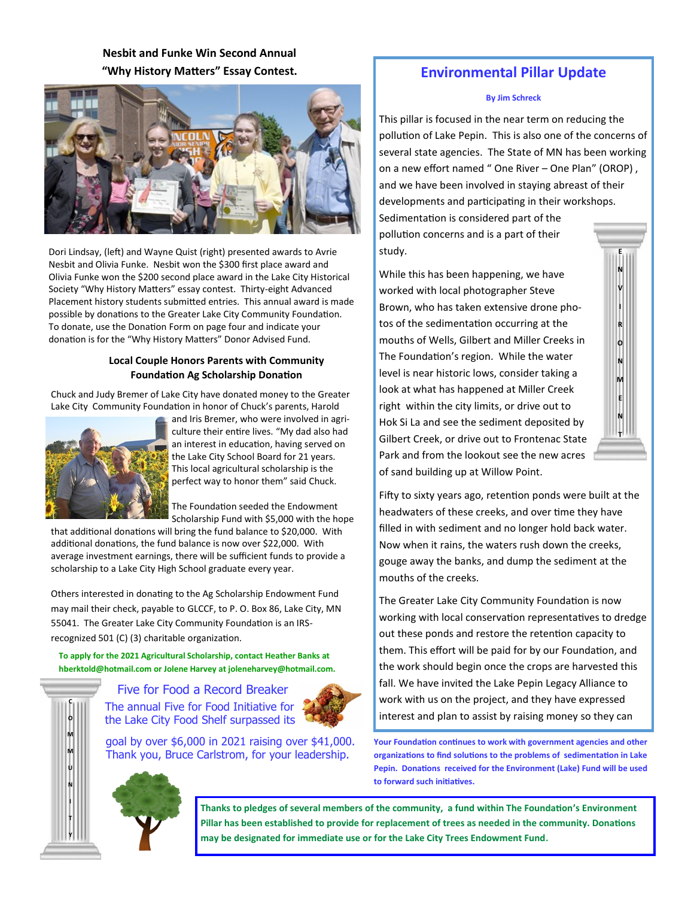## Nesbit and Funke Win Second Annual "Why History Matters" Essay Contest.

Dori Lindsay, (left) and Wayne Quist (right) presented awards to Avrie Nesbit and Olivia Funke. Nesbit won the $300 first place award and Olivia Funke won the $200 second place award in the Lake City Historical Society "Why History Matters" essay contest. Thirty-eight Advanced Placement history students submitted entries. This annual award is made possible by donations to the Greater Lake City Community Foundation. To donate, use the Donation Form on page four and indicate your donation is for the "Why History Matters" Donor Advised Fund.

## Local Couple Honors Parents with Community Foundation Ag Scholarship Donation

Chuck and Judy Bremer of Lake City have donated money to the Greater Lake City Community Foundation in honor of Chuck's parents, Harold and Iris Bremer, who were involved in agriculture their entire lives. "My dad also had an interest in education, having served on the Lake City School Board for 21 years. This local agricultural scholarship is the perfect way to honor them" said Chuck.

The Foundation seeded the Endowment Scholarship Fund with $5,000 with the hope that additional donations will bring the fund balance to $20,000. With additional donations, the fund balance is now over $22,000. With average investment earnings, there will be sufficient funds to provide a scholarship to a Lake City High School graduate every year.

Others interested in donating to the Ag Scholarship Endowment Fund may mail their check, payable to GLCCF, to P. O. Box 86, Lake City, MN 55041. The Greater Lake City Community Foundation is an IRS-recognized 501 (C) (3) charitable organization.

**To apply for the 2021 Agricultural Scholarship, contact Heather Banks at hberktold@hotmail.com or Jolene Harvey at joleneharvey@hotmail.com.**

COMMUNITY

## Five for Food a Record Breaker

The annual Five for Food Initiative for the Lake City Food Shelf surpassed its goal by over $6,000 in 2021 raising over $41,000. Thank you, Bruce Carlstrom, for your leadership.

## Environmental Pillar Update

**By Jim Schreck**

This pillar is focused in the near term on reducing the pollution of Lake Pepin. This is also one of the concerns of several state agencies. The State of MN has been working on a new effort named " One River – One Plan" (OROP) , and we have been involved in staying abreast of their developments and participating in their workshops. Sedimentation is considered part of the pollution concerns and is a part of their study.

While this has been happening, we have worked with local photographer Steve Brown, who has taken extensive drone photos of the sedimentation occurring at the mouths of Wells, Gilbert and Miller Creeks in The Foundation's region. While the water level is near historic lows, consider taking a look at what has happened at Miller Creek right within the city limits, or drive out to Hok Si La and see the sediment deposited by Gilbert Creek, or drive out to Frontenac State Park and from the lookout see the new acres of sand building up at Willow Point.

ENVIRONMENT

Fifty to sixty years ago, retention ponds were built at the headwaters of these creeks, and over time they have filled in with sediment and no longer hold back water. Now when it rains, the waters rush down the creeks, gouge away the banks, and dump the sediment at the mouths of the creeks.

The Greater Lake City Community Foundation is now working with local conservation representatives to dredge out these ponds and restore the retention capacity to them. This effort will be paid for by our Foundation, and the work should begin once the crops are harvested this fall. We have invited the Lake Pepin Legacy Alliance to work with us on the project, and they have expressed interest and plan to assist by raising money so they can

**Your Foundation continues to work with government agencies and other organizations to find solutions to the problems of sedimentation in Lake Pepin. Donations received for the Environment (Lake) Fund will be used to forward such initiatives.**

**Thanks to pledges of several members of the community, a fund within The Foundation's Environment Pillar has been established to provide for replacement of trees as needed in the community. Donations may be designated for immediate use or for the Lake City Trees Endowment Fund.**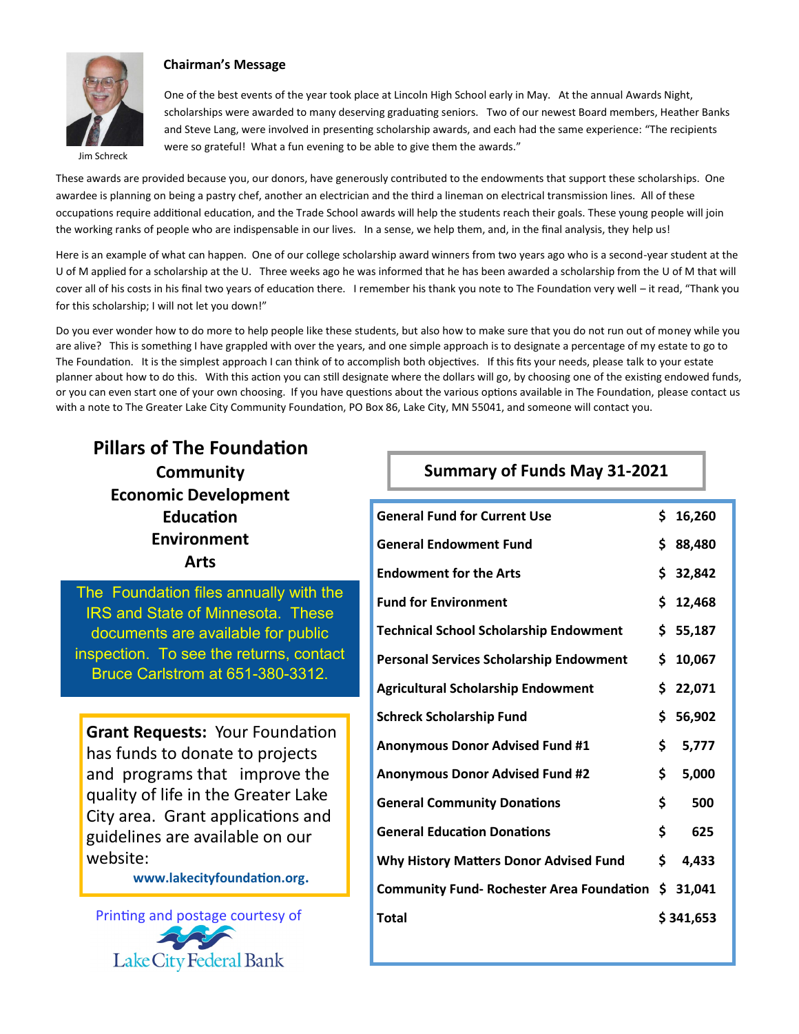## Chairman's Message

Jim Schreck

One of the best events of the year took place at Lincoln High School early in May. At the annual Awards Night, scholarships were awarded to many deserving graduating seniors. Two of our newest Board members, Heather Banks and Steve Lang, were involved in presenting scholarship awards, and each had the same experience: "The recipients were so grateful! What a fun evening to be able to give them the awards."

These awards are provided because you, our donors, have generously contributed to the endowments that support these scholarships. One awardee is planning on being a pastry chef, another an electrician and the third a lineman on electrical transmission lines. All of these occupations require additional education, and the Trade School awards will help the students reach their goals. These young people will join the working ranks of people who are indispensable in our lives. In a sense, we help them, and, in the final analysis, they help us!

Here is an example of what can happen. One of our college scholarship award winners from two years ago who is a second-year student at the U of M applied for a scholarship at the U. Three weeks ago he was informed that he has been awarded a scholarship from the U of M that will cover all of his costs in his final two years of education there. I remember his thank you note to The Foundation very well – it read, "Thank you for this scholarship; I will not let you down!"

Do you ever wonder how to do more to help people like these students, but also how to make sure that you do not run out of money while you are alive? This is something I have grappled with over the years, and one simple approach is to designate a percentage of my estate to go to The Foundation. It is the simplest approach I can think of to accomplish both objectives. If this fits your needs, please talk to your estate planner about how to do this. With this action you can still designate where the dollars will go, by choosing one of the existing endowed funds, or you can even start one of your own choosing. If you have questions about the various options available in The Foundation, please contact us with a note to The Greater Lake City Community Foundation, PO Box 86, Lake City, MN 55041, and someone will contact you.

## Pillars of The Foundation

**Community**
**Economic Development**
**Education**
**Environment**
**Arts**

The Foundation files annually with the IRS and State of Minnesota. These documents are available for public inspection. To see the returns, contact Bruce Carlstrom at 651-380-3312.

**Grant Requests:** Your Foundation has funds to donate to projects and programs that improve the quality of life in the Greater Lake City area. Grant applications and guidelines are available on our website:

**www.lakecityfoundation.org.**

Printing and postage courtesy of Lake City Federal Bank

## Summary of Funds May 31-2021

| Fund | Amount |
|---|---|
| General Fund for Current Use | $ 16,260 |
| General Endowment Fund | $ 88,480 |
| Endowment for the Arts | $ 32,842 |
| Fund for Environment | $ 12,468 |
| Technical School Scholarship Endowment | $ 55,187 |
| Personal Services Scholarship Endowment | $ 10,067 |
| Agricultural Scholarship Endowment | $ 22,071 |
| Schreck Scholarship Fund | $ 56,902 |
| Anonymous Donor Advised Fund #1 | $ 5,777 |
| Anonymous Donor Advised Fund #2 | $ 5,000 |
| General Community Donations | $ 500 |
| General Education Donations | $ 625 |
| Why History Matters Donor Advised Fund | $ 4,433 |
| Community Fund- Rochester Area Foundation | $ 31,041 |
| **Total** | **$ 341,653** |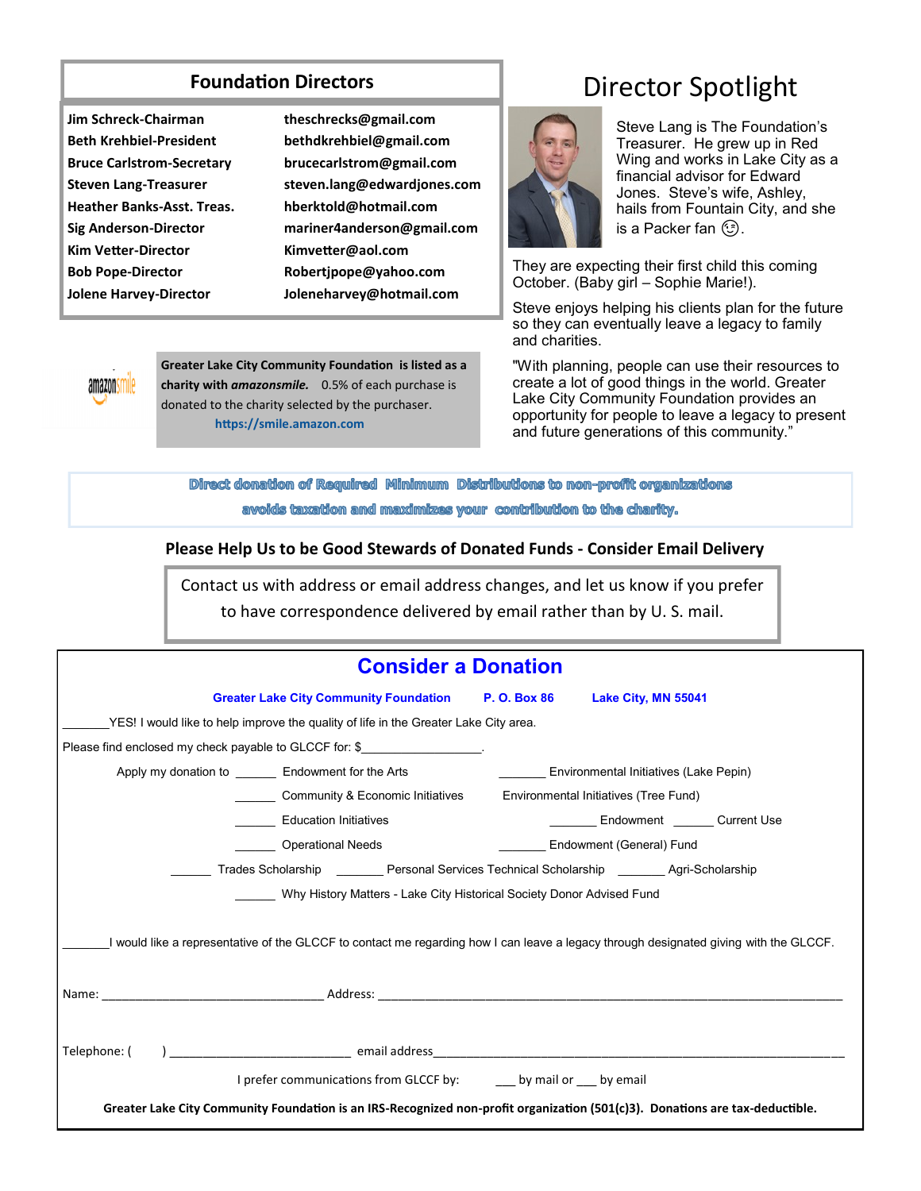## Foundation Directors

| | |
|---|---|
| **Jim Schreck-Chairman** | **theschrecks@gmail.com** |
| **Beth Krehbiel-President** | **bethdkrehbiel@gmail.com** |
| **Bruce Carlstrom-Secretary** | **brucecarlstrom@gmail.com** |
| **Steven Lang-Treasurer** | **steven.lang@edwardjones.com** |
| **Heather Banks-Asst. Treas.** | **hberktold@hotmail.com** |
| **Sig Anderson-Director** | **mariner4anderson@gmail.com** |
| **Kim Vetter-Director** | **Kimvetter@aol.com** |
| **Bob Pope-Director** | **Robertjpope@yahoo.com** |
| **Jolene Harvey-Director** | **Joleneharvey@hotmail.com** |

# Director Spotlight

Steve Lang is The Foundation's Treasurer. He grew up in Red Wing and works in Lake City as a financial advisor for Edward Jones. Steve's wife, Ashley, hails from Fountain City, and she is a Packer fan 😉.

They are expecting their first child this coming October. (Baby girl – Sophie Marie!).

Steve enjoys helping his clients plan for the future so they can eventually leave a legacy to family and charities.

"With planning, people can use their resources to create a lot of good things in the world. Greater Lake City Community Foundation provides an opportunity for people to leave a legacy to present and future generations of this community."

amazonsmile

**Greater Lake City Community Foundation is listed as a charity with *amazonsmile.*** 0.5% of each purchase is donated to the charity selected by the purchaser.
**https://smile.amazon.com**

**Direct donation of Required Minimum Distributions to non-profit organizations avoids taxation and maximizes your contribution to the charity.**

**Please Help Us to be Good Stewards of Donated Funds - Consider Email Delivery**

Contact us with address or email address changes, and let us know if you prefer to have correspondence delivered by email rather than by U. S. mail.

## Consider a Donation

**Greater Lake City Community Foundation   P. O. Box 86   Lake City, MN 55041**

_______YES! I would like to help improve the quality of life in the Greater Lake City area.

Please find enclosed my check payable to GLCCF for: $_________________.

Apply my donation to ______ Endowment for the Arts   _______ Environmental Initiatives (Lake Pepin)

______ Community & Economic Initiatives   Environmental Initiatives (Tree Fund)

______ Education Initiatives   _______ Endowment ______ Current Use

______ Operational Needs   _______ Endowment (General) Fund

______ Trades Scholarship _______ Personal Services Technical Scholarship _______ Agri-Scholarship

______ Why History Matters - Lake City Historical Society Donor Advised Fund

_______I would like a representative of the GLCCF to contact me regarding how I can leave a legacy through designated giving with the GLCCF.

Name: _________________________________ Address: _____________________________________________________________________

Telephone: (     ) ___________________________ email address_____________________________________________________________

I prefer communications from GLCCF by: ___ by mail or ___ by email

**Greater Lake City Community Foundation is an IRS-Recognized non-profit organization (501(c)3). Donations are tax-deductible.**